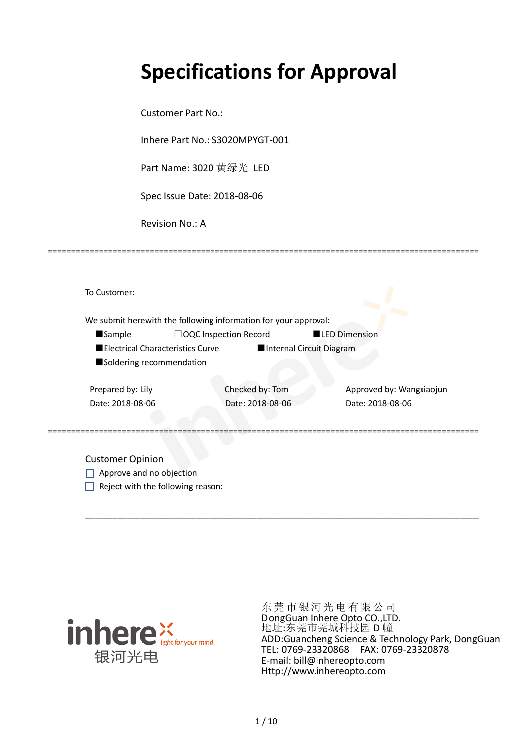# Specifications for Approval

Customer Part No.:

Inhere Part No.: S3020MPYGT-001

Part Name: 3020 黄绿光 LED

Spec Issue Date: 2018-08-06

Revision No.: A

==========================================================================================

To Customer:

We submit herewith the following information for your approval:

■Sample ☐OQC Inspection Record ■LED Dimension

■Electrical Characteristics Curve ■Internal Circuit Diagram

■Soldering recommendation

| Prepared by: Lily | Checked by: Tom | Approved by: Wangxiaojun |
|---|---|---|
| Date: 2018-08-06 | Date: 2018-08-06 | Date: 2018-08-06 |

==========================================================================================

Customer Opinion

☐ Approve and no objection

☐ Reject with the following reason:

______________________________________________________________________________

inhere light for your mind
银河光电

东 莞 市 银 河 光 电 有 限 公 司
DongGuan Inhere Opto CO.,LTD.
地址:东莞市莞城科技园 D 幢
ADD:Guancheng Science & Technology Park, DongGuan
TEL: 0769-23320868 FAX: 0769-23320878
E-mail: bill@inhereopto.com
Http://www.inhereopto.com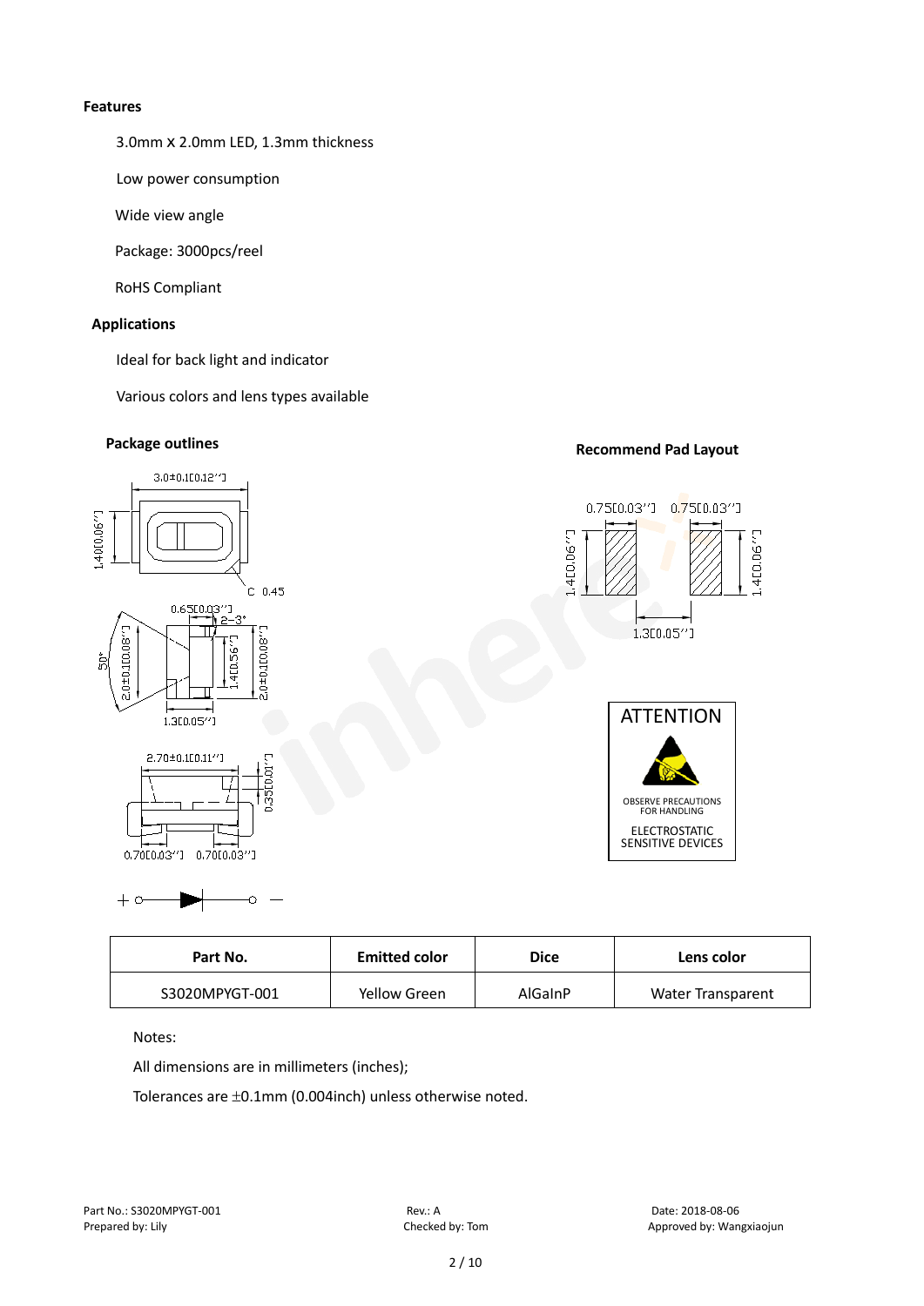### Features

3.0mm X 2.0mm LED, 1.3mm thickness

Low power consumption

Wide view angle

Package: 3000pcs/reel

RoHS Compliant

### Applications

Ideal for back light and indicator

Various colors and lens types available

### Package outlines

### Recommend Pad Layout

ATTENTION

OBSERVE PRECAUTIONS FOR HANDLING

ELECTROSTATIC SENSITIVE DEVICES

| Part No. | Emitted color | Dice | Lens color |
|---|---|---|---|
| S3020MPYGT-001 | Yellow Green | AlGaInP | Water Transparent |

Notes:

All dimensions are in millimeters (inches);

Tolerances are ±0.1mm (0.004inch) unless otherwise noted.

Part No.: S3020MPYGT-001　　Rev.: A　　Date: 2018-08-06

Prepared by: Lily　　Checked by: Tom　　Approved by: Wangxiaojun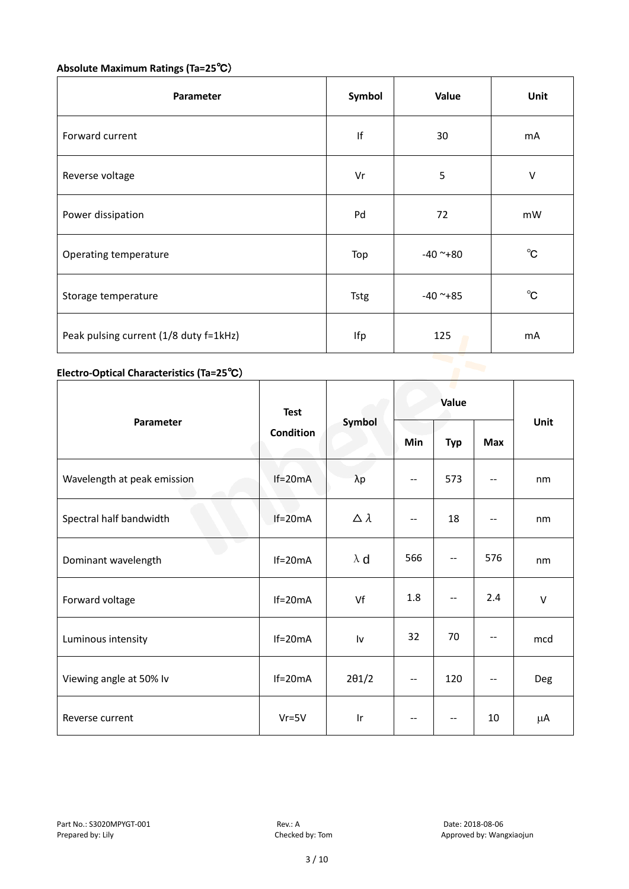**Absolute Maximum Ratings (Ta=25℃)**

| Parameter | Symbol | Value | Unit |
|---|---|---|---|
| Forward current | If | 30 | mA |
| Reverse voltage | Vr | 5 | V |
| Power dissipation | Pd | 72 | mW |
| Operating temperature | Top | -40 ~+80 | ℃ |
| Storage temperature | Tstg | -40 ~+85 | ℃ |
| Peak pulsing current (1/8 duty f=1kHz) | Ifp | 125 | mA |

**Electro-Optical Characteristics (Ta=25℃)**

| Parameter | Test Condition | Symbol | Value | | | Unit |
|---|---|---|---|---|---|---|
| | | | Min | Typ | Max | |
| Wavelength at peak emission | If=20mA | λp | -- | 573 | -- | nm |
| Spectral half bandwidth | If=20mA | △λ | -- | 18 | -- | nm |
| Dominant wavelength | If=20mA | λd | 566 | -- | 576 | nm |
| Forward voltage | If=20mA | Vf | 1.8 | -- | 2.4 | V |
| Luminous intensity | If=20mA | Iv | 32 | 70 | -- | mcd |
| Viewing angle at 50% Iv | If=20mA | 2θ1/2 | -- | 120 | -- | Deg |
| Reverse current | Vr=5V | Ir | -- | -- | 10 | μA |

Part No.: S3020MPYGT-001 Rev.: A Date: 2018-08-06
Prepared by: Lily Checked by: Tom Approved by: Wangxiaojun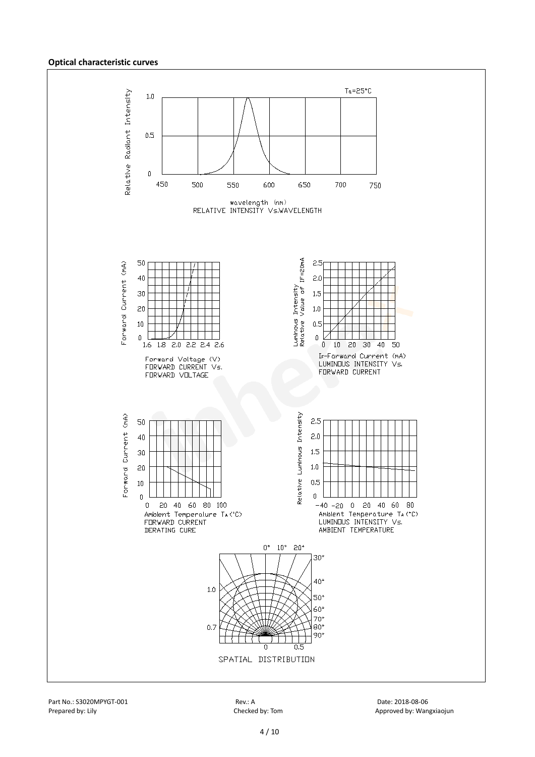**Optical characteristic curves**

RELATIVE INTENSITY Vs.WAVELENGTH

FORWARD CURRENT Vs. FORWARD VOLTAGE

LUMINOUS INTENSITY Vs. FORWARD CURRENT

FORWARD CURRENT DERATING CURE

LUMINOUS INTENSITY Vs. AMBIENT TEMPERATURE

SPATIAL DISTRIBUTION

Part No.: S3020MPYGT-001 Rev.: A Date: 2018-08-06

Prepared by: Lily Checked by: Tom Approved by: Wangxiaojun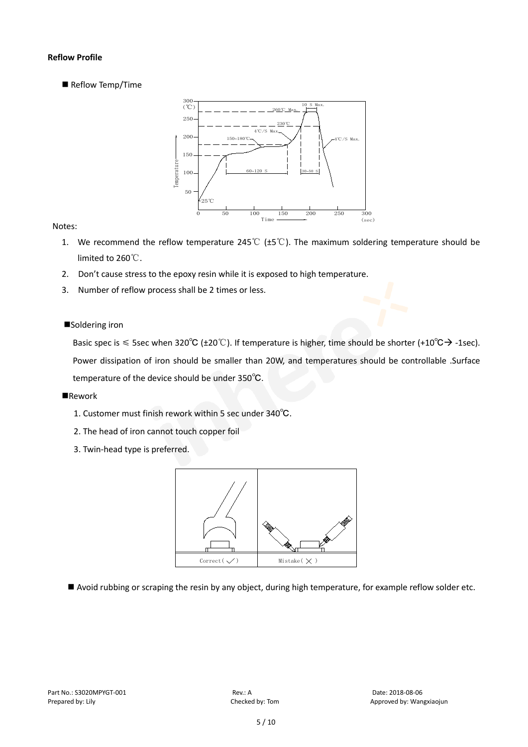**Reflow Profile**

■ Reflow Temp/Time

Notes:

1. We recommend the reflow temperature 245℃ (±5℃). The maximum soldering temperature should be limited to 260℃.
2. Don't cause stress to the epoxy resin while it is exposed to high temperature.
3. Number of reflow process shall be 2 times or less.

■Soldering iron

Basic spec is ≤ 5sec when 320℃ (±20℃). If temperature is higher, time should be shorter (+10℃→ -1sec). Power dissipation of iron should be smaller than 20W, and temperatures should be controllable .Surface temperature of the device should be under 350℃.

■Rework

1. Customer must finish rework within 5 sec under 340℃.
2. The head of iron cannot touch copper foil
3. Twin-head type is preferred.

| Correct( ✓ ) | Mistake( × ) |
|---|---|

■ Avoid rubbing or scraping the resin by any object, during high temperature, for example reflow solder etc.

Part No.: S3020MPYGT-001 Rev.: A Date: 2018-08-06
Prepared by: Lily Checked by: Tom Approved by: Wangxiaojun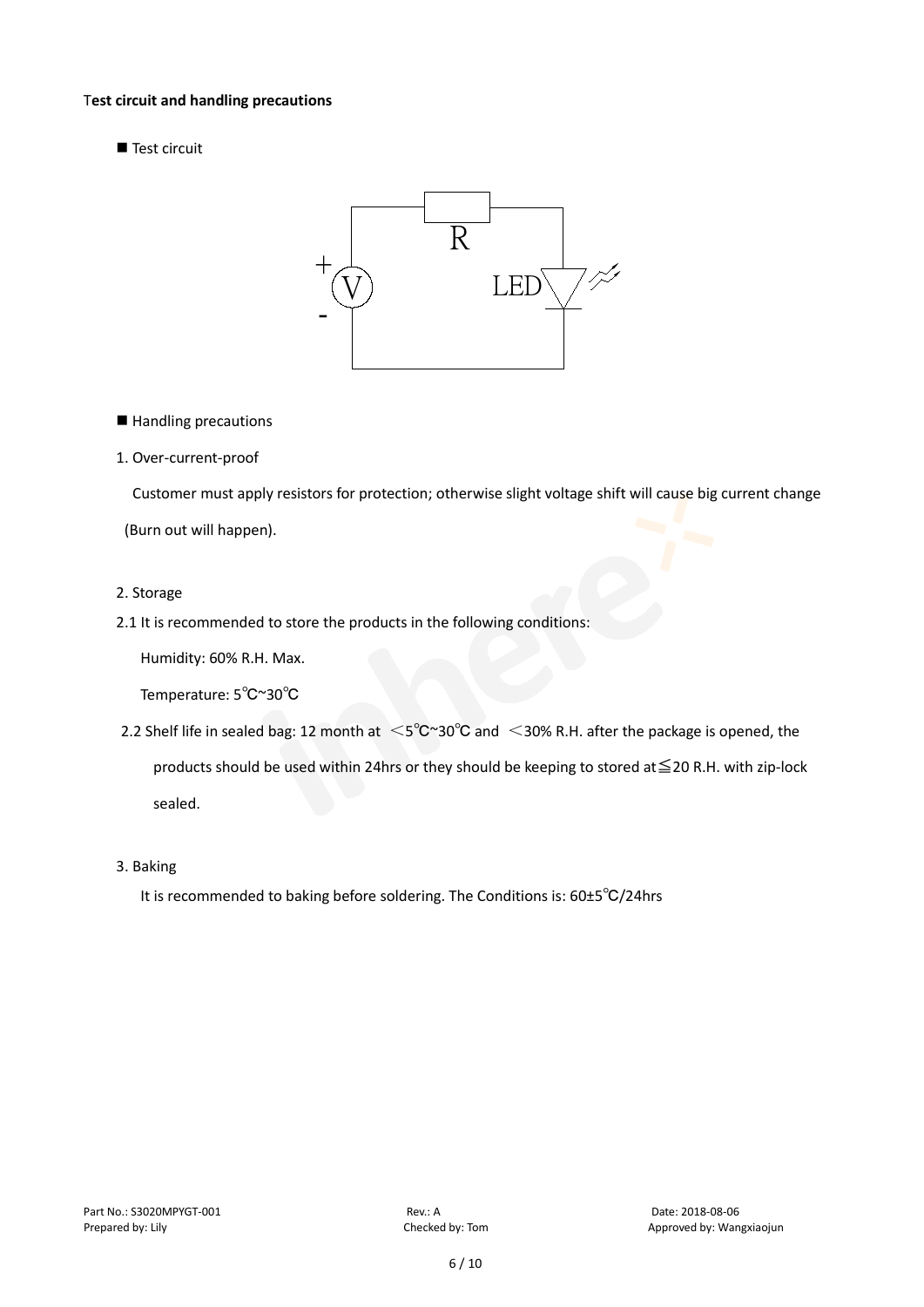**Test circuit and handling precautions**

■ Test circuit

■ Handling precautions

1. Over-current-proof

   Customer must apply resistors for protection; otherwise slight voltage shift will cause big current change (Burn out will happen).

2. Storage

2.1 It is recommended to store the products in the following conditions:

   Humidity: 60% R.H. Max.

   Temperature: 5℃~30℃

2.2 Shelf life in sealed bag: 12 month at ＜5℃~30℃ and ＜30% R.H. after the package is opened, the products should be used within 24hrs or they should be keeping to stored at≦20 R.H. with zip-lock sealed.

3. Baking

   It is recommended to baking before soldering. The Conditions is: 60±5℃/24hrs

Part No.: S3020MPYGT-001 Rev.: A Date: 2018-08-06
Prepared by: Lily Checked by: Tom Approved by: Wangxiaojun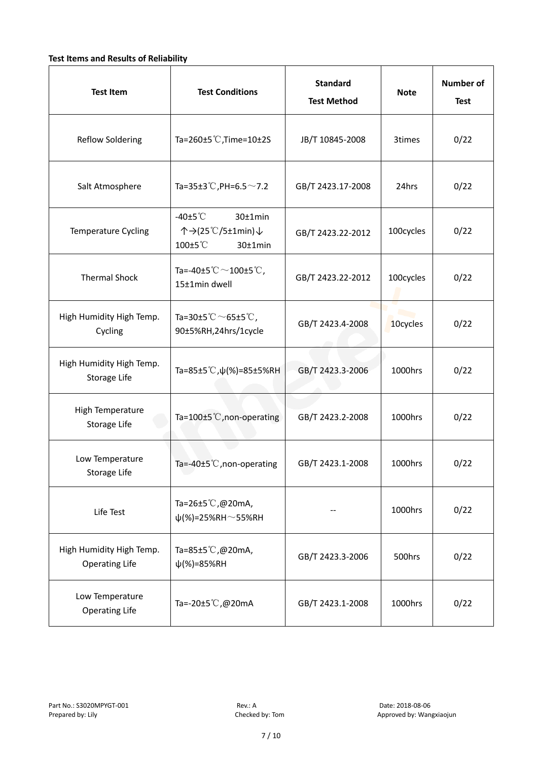**Test Items and Results of Reliability**

| Test Item | Test Conditions | Standard Test Method | Note | Number of Test |
|---|---|---|---|---|
| Reflow Soldering | Ta=260±5℃,Time=10±2S | JB/T 10845-2008 | 3times | 0/22 |
| Salt Atmosphere | Ta=35±3℃,PH=6.5～7.2 | GB/T 2423.17-2008 | 24hrs | 0/22 |
| Temperature Cycling | -40±5℃ 30±1min ↑→(25℃/5±1min)↓ 100±5℃ 30±1min | GB/T 2423.22-2012 | 100cycles | 0/22 |
| Thermal Shock | Ta=-40±5℃～100±5℃, 15±1min dwell | GB/T 2423.22-2012 | 100cycles | 0/22 |
| High Humidity High Temp. Cycling | Ta=30±5℃～65±5℃, 90±5%RH,24hrs/1cycle | GB/T 2423.4-2008 | 10cycles | 0/22 |
| High Humidity High Temp. Storage Life | Ta=85±5℃,ψ(%)=85±5%RH | GB/T 2423.3-2006 | 1000hrs | 0/22 |
| High Temperature Storage Life | Ta=100±5℃,non-operating | GB/T 2423.2-2008 | 1000hrs | 0/22 |
| Low Temperature Storage Life | Ta=-40±5℃,non-operating | GB/T 2423.1-2008 | 1000hrs | 0/22 |
| Life Test | Ta=26±5℃,@20mA, ψ(%)=25%RH～55%RH | -- | 1000hrs | 0/22 |
| High Humidity High Temp. Operating Life | Ta=85±5℃,@20mA, ψ(%)=85%RH | GB/T 2423.3-2006 | 500hrs | 0/22 |
| Low Temperature Operating Life | Ta=-20±5℃,@20mA | GB/T 2423.1-2008 | 1000hrs | 0/22 |

Part No.: S3020MPYGT-001 Rev.: A Date: 2018-08-06
Prepared by: Lily Checked by: Tom Approved by: Wangxiaojun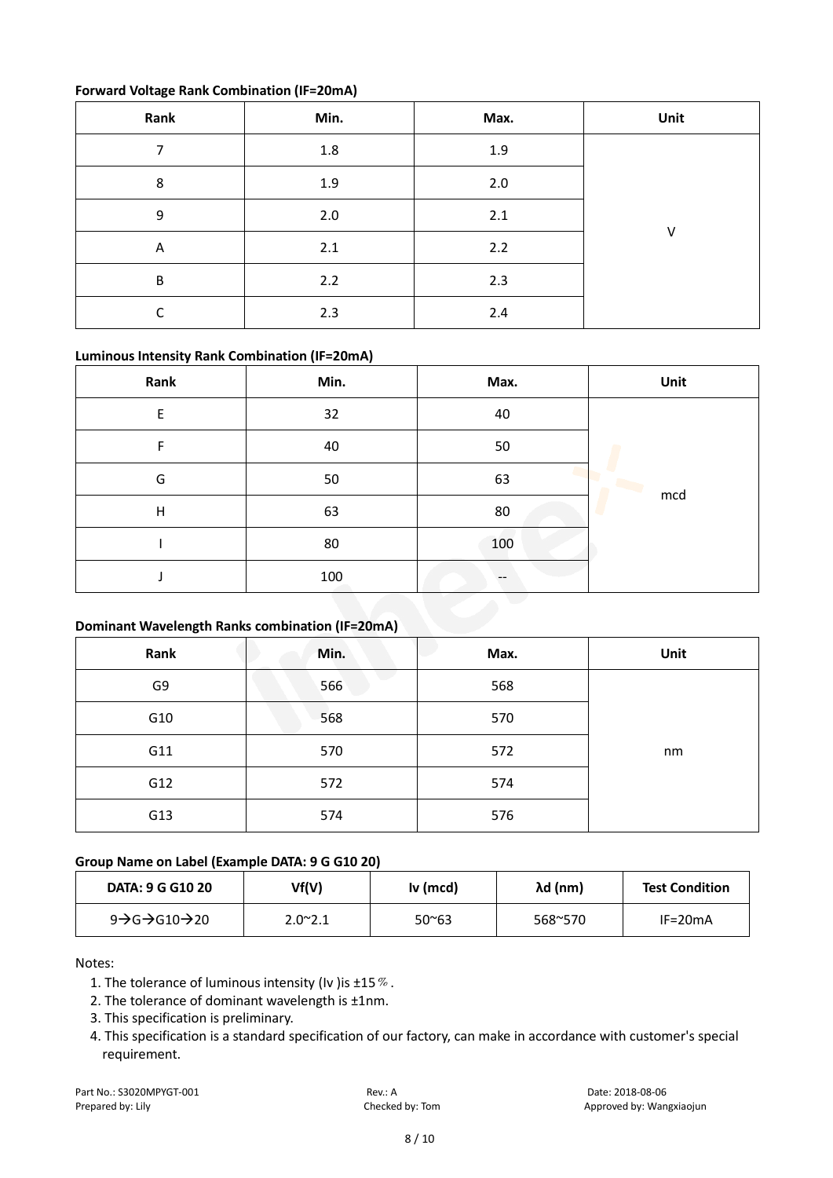**Forward Voltage Rank Combination (IF=20mA)**

| Rank | Min. | Max. | Unit |
|---|---|---|---|
| 7 | 1.8 | 1.9 | V |
| 8 | 1.9 | 2.0 | |
| 9 | 2.0 | 2.1 | |
| A | 2.1 | 2.2 | |
| B | 2.2 | 2.3 | |
| C | 2.3 | 2.4 | |

**Luminous Intensity Rank Combination (IF=20mA)**

| Rank | Min. | Max. | Unit |
|---|---|---|---|
| E | 32 | 40 | mcd |
| F | 40 | 50 | |
| G | 50 | 63 | |
| H | 63 | 80 | |
| I | 80 | 100 | |
| J | 100 | -- | |

**Dominant Wavelength Ranks combination (IF=20mA)**

| Rank | Min. | Max. | Unit |
|---|---|---|---|
| G9 | 566 | 568 | nm |
| G10 | 568 | 570 | |
| G11 | 570 | 572 | |
| G12 | 572 | 574 | |
| G13 | 574 | 576 | |

**Group Name on Label (Example DATA: 9 G G10 20)**

| DATA: 9 G G10 20 | Vf(V) | Iv (mcd) | λd (nm) | Test Condition |
|---|---|---|---|---|
| 9→G→G10→20 | 2.0~2.1 | 50~63 | 568~570 | IF=20mA |

Notes:

1. The tolerance of luminous intensity (Iv )is ±15％.
2. The tolerance of dominant wavelength is ±1nm.
3. This specification is preliminary.
4. This specification is a standard specification of our factory, can make in accordance with customer's special requirement.

Part No.: S3020MPYGT-001 Rev.: A Date: 2018-08-06
Prepared by: Lily Checked by: Tom Approved by: Wangxiaojun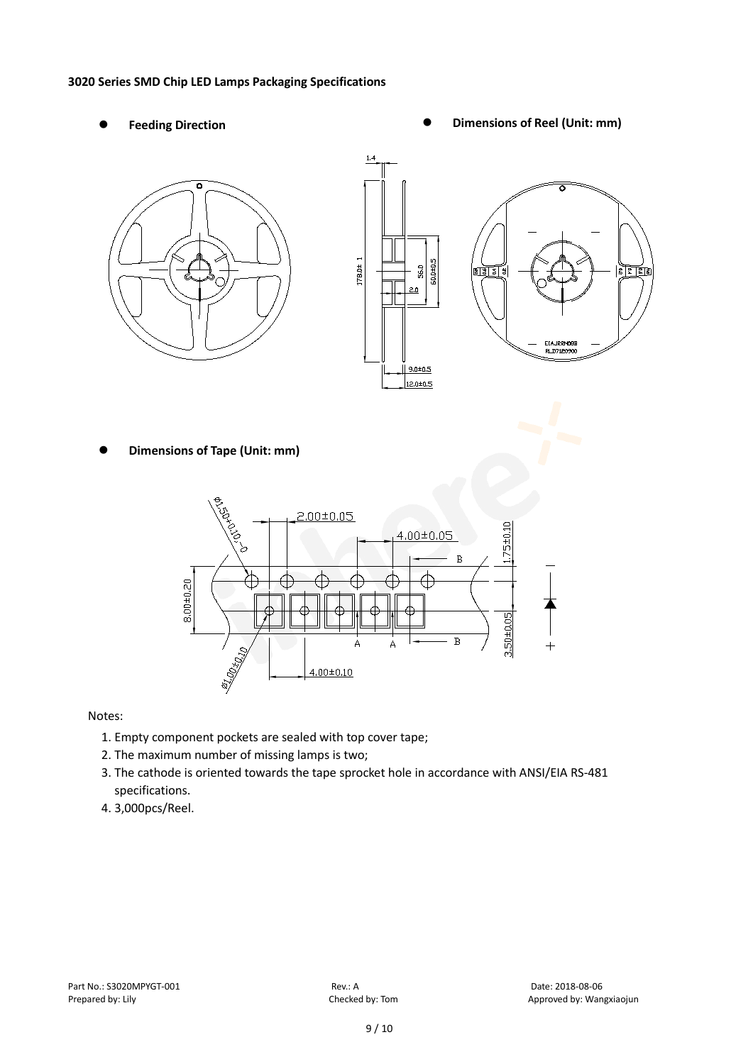**3020 Series SMD Chip LED Lamps Packaging Specifications**

- **Feeding Direction**
- **Dimensions of Reel (Unit: mm)**
- **Dimensions of Tape (Unit: mm)**

Notes:

1. Empty component pockets are sealed with top cover tape;
2. The maximum number of missing lamps is two;
3. The cathode is oriented towards the tape sprocket hole in accordance with ANSI/EIA RS-481 specifications.
4. 3,000pcs/Reel.

Part No.: S3020MPYGT-001 Rev.: A Date: 2018-08-06
Prepared by: Lily Checked by: Tom Approved by: Wangxiaojun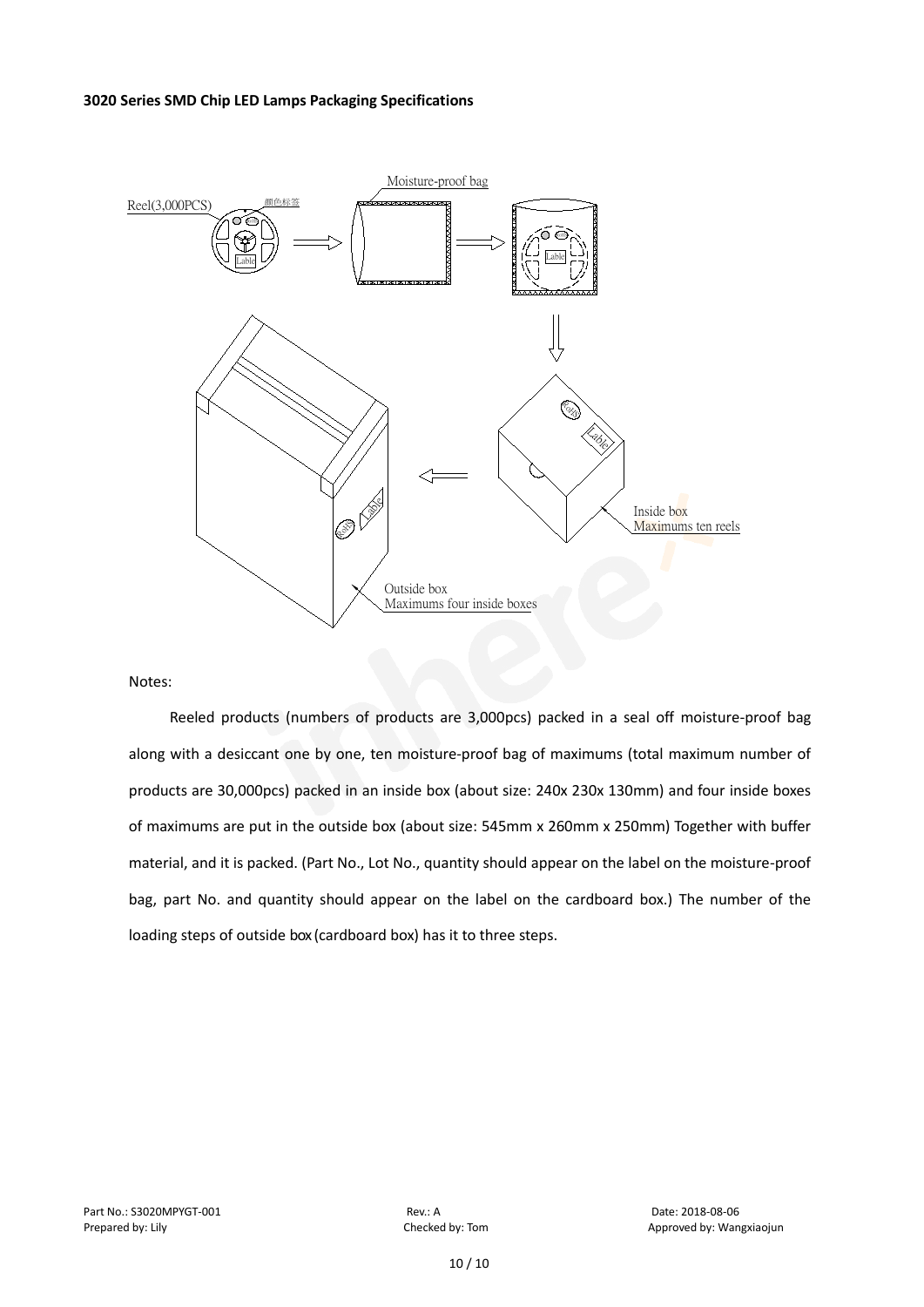**3020 Series SMD Chip LED Lamps Packaging Specifications**

Reel(3,000PCS)

Moisture-proof bag

Inside box
Maximums ten reels

Outside box
Maximums four inside boxes

Notes:

Reeled products (numbers of products are 3,000pcs) packed in a seal off moisture-proof bag along with a desiccant one by one, ten moisture-proof bag of maximums (total maximum number of products are 30,000pcs) packed in an inside box (about size: 240x 230x 130mm) and four inside boxes of maximums are put in the outside box (about size: 545mm x 260mm x 250mm) Together with buffer material, and it is packed. (Part No., Lot No., quantity should appear on the label on the moisture-proof bag, part No. and quantity should appear on the label on the cardboard box.) The number of the loading steps of outside box (cardboard box) has it to three steps.

Part No.: S3020MPYGT-001 Rev.: A Date: 2018-08-06
Prepared by: Lily Checked by: Tom Approved by: Wangxiaojun